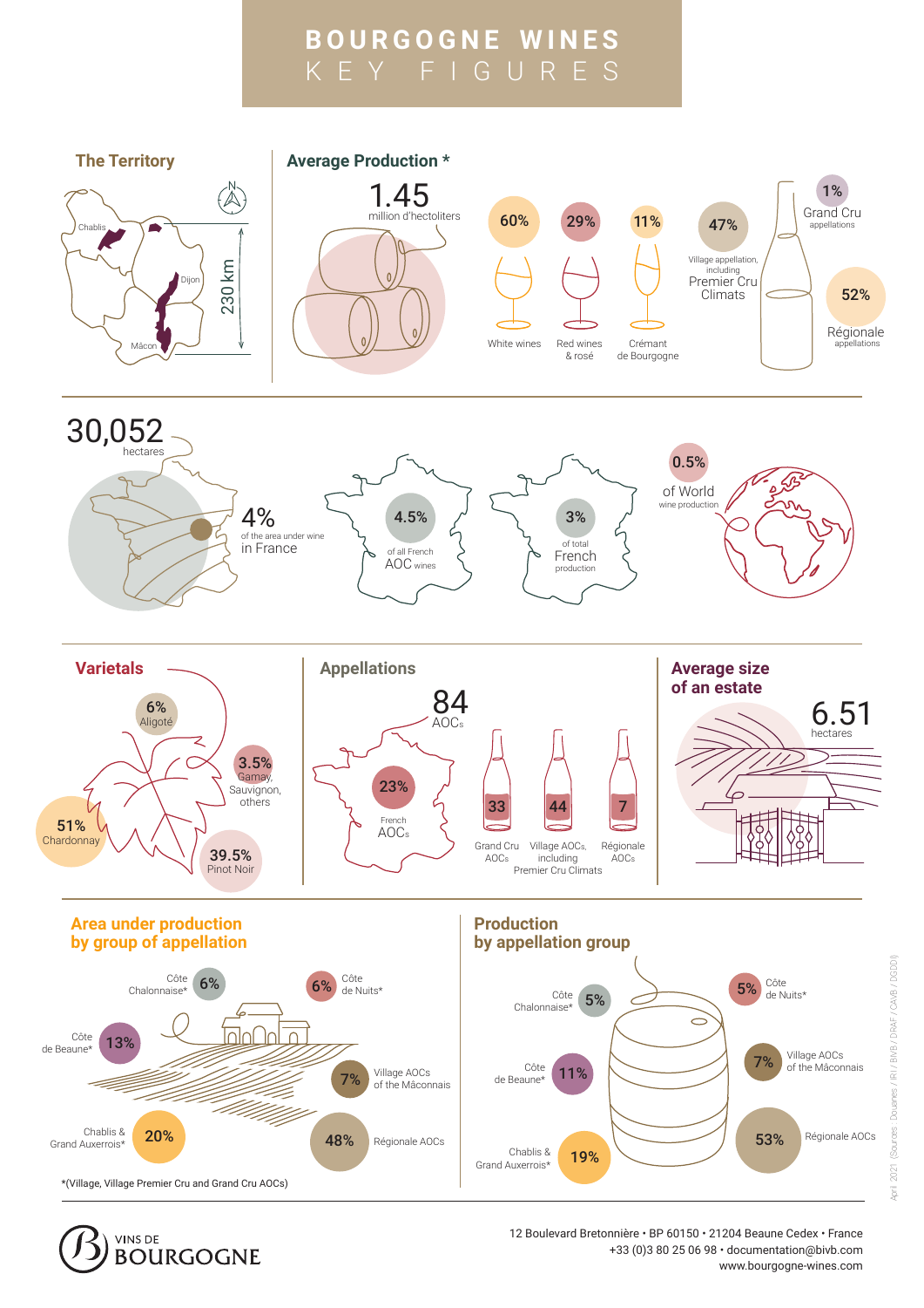# BOURGOGNE WINES
## KEY FIGURES

### The Territory

Chablis
Dijon
Mâcon
230 km

### Average Production *

**1.45** million d'hectoliters

- 60% White wines
- 29% Red wines & rosé
- 11% Crémant de Bourgogne

- 1% Grand Cru appellations
- 47% Village appellation, including Premier Cru Climats
- 52% Régionale appellations

**30,052** hectares

- 4% of the area under wine in France
- 4.5% of all French AOC wines
- 3% of total French production
- 0.5% of World wine production

### Varietals

- 6% Aligoté
- 3.5% Gamay, Sauvignon, others
- 51% Chardonnay
- 39.5% Pinot Noir

### Appellations

**84** AOCs

23% French AOCs

- 33 Grand Cru AOCs
- 44 Village AOCs, including Premier Cru Climats
- 7 Régionale AOCs

### Average size of an estate

**6.51** hectares

### Area under production by group of appellation

- 6% Côte Chalonnaise*
- 6% Côte de Nuits*
- 13% Côte de Beaune*
- 7% Village AOCs of the Mâconnais
- 20% Chablis & Grand Auxerrois*
- 48% Régionale AOCs

*(Village, Village Premier Cru and Grand Cru AOCs)

### Production by appellation group

- 5% Côte Chalonnaise*
- 5% Côte de Nuits*
- 11% Côte de Beaune*
- 7% Village AOCs of the Mâconnais
- 19% Chablis & Grand Auxerrois*
- 53% Régionale AOCs

April 2021 (Sources : Douanes / IRI / BIVB / DRAF / CAVB / DGDDI)

VINS DE BOURGOGNE

12 Boulevard Bretonnière • BP 60150 • 21204 Beaune Cedex • France
+33 (0)3 80 25 06 98 • documentation@bivb.com
www.bourgogne-wines.com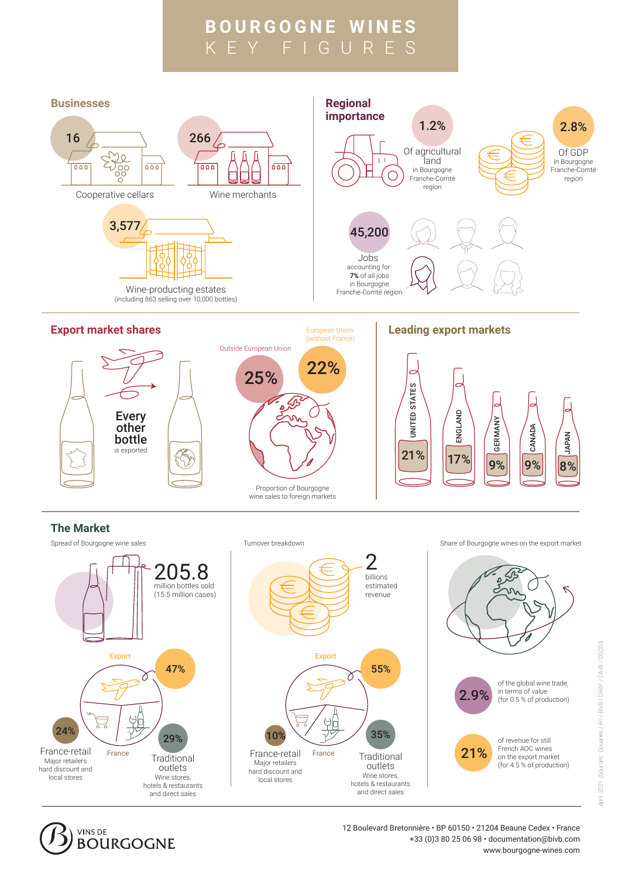# BOURGOGNE WINES
## KEY FIGURES

## Businesses

16
Cooperative cellars

266
Wine merchants

3,577
Wine-producting estates
(including 863 selling over 10,000 bottles)

## Regional importance

1.2%
Of agricultural land
in Bourgogne Franche-Comté region

2.8%
Of GDP
in Bourgogne Franche-Comté region

45,200
Jobs
accounting for **7%** of all jobs in Bourgogne Franche-Comté region

## Export market shares

**Every other bottle** is exported

Outside European Union
25%

European Union (without France)
22%

Proportion of Bourgogne wine sales to foreign markets

## Leading export markets

UNITED STATES 21%

ENGLAND 17%

GERMANY 9%

CANADA 9%

JAPAN 8%

## The Market

### Spread of Bourgogne wine sales

205.8
million bottles sold
(15.5 million cases)

Export 47%

France

France-retail 24%
Major retailers
hard discount and local stores

Traditional outlets 29%
Wine stores, hotels & restaurants and direct sales

### Turnover breakdown

2
billions estimated revenue

Export 55%

France

France-retail 10%
Major retailers
hard discount and local stores

Traditional outlets 35%
Wine stores, hotels & restaurants and direct sales

### Share of Bourgogne wines on the export market

2.9%
of the global wine trade, in terms of value
(for 0.5 % of production)

21%
of revenue for still French AOC wines on the export market
(for 4.5 % of production)

April 2021 (Sources : Douanes / IRI / BIVB / DRAF / CAVB / DGDDI)

VINS DE BOURGOGNE

12 Boulevard Bretonnière • BP 60150 • 21204 Beaune Cedex • France
+33 (0)3 80 25 06 98 • documentation@bivb.com
www.bourgogne-wines.com